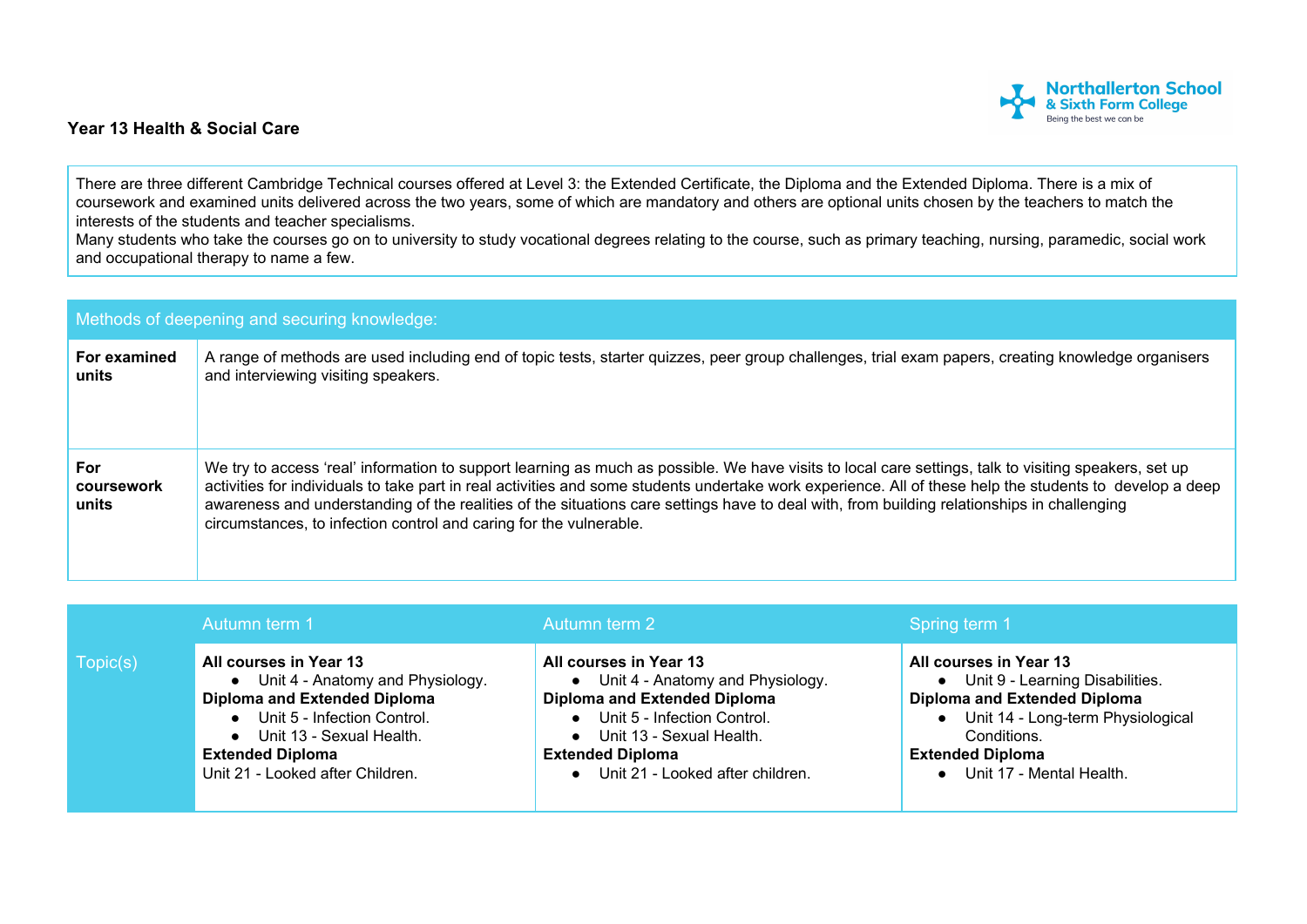# Year 13 Health & Social Care

There are three different Cambridge Technical courses offered at Level 3: the Extended Certificate, the Diploma and the Extended Diploma. There is a mix of coursework and examined units delivered across the two years, some of which are mandatory and others are optional units chosen by the teachers to match the interests of the students and teacher specialisms.
Many students who take the courses go on to university to study vocational degrees relating to the course, such as primary teaching, nursing, paramedic, social work and occupational therapy to name a few.

| Methods of deepening and securing knowledge: | |
|---|---|
| **For examined units** | A range of methods are used including end of topic tests, starter quizzes, peer group challenges, trial exam papers, creating knowledge organisers and interviewing visiting speakers. |
| **For coursework units** | We try to access 'real' information to support learning as much as possible. We have visits to local care settings, talk to visiting speakers, set up activities for individuals to take part in real activities and some students undertake work experience. All of these help the students to develop a deep awareness and understanding of the realities of the situations care settings have to deal with, from building relationships in challenging circumstances, to infection control and caring for the vulnerable. |

| | Autumn term 1 | Autumn term 2 | Spring term 1 |
|---|---|---|---|
| Topic(s) | **All courses in Year 13**<br>• Unit 4 - Anatomy and Physiology.<br>**Diploma and Extended Diploma**<br>• Unit 5 - Infection Control.<br>• Unit 13 - Sexual Health.<br>**Extended Diploma**<br>Unit 21 - Looked after Children. | **All courses in Year 13**<br>• Unit 4 - Anatomy and Physiology.<br>**Diploma and Extended Diploma**<br>• Unit 5 - Infection Control.<br>• Unit 13 - Sexual Health.<br>**Extended Diploma**<br>• Unit 21 - Looked after children. | **All courses in Year 13**<br>• Unit 9 - Learning Disabilities.<br>**Diploma and Extended Diploma**<br>• Unit 14 - Long-term Physiological Conditions.<br>**Extended Diploma**<br>• Unit 17 - Mental Health. |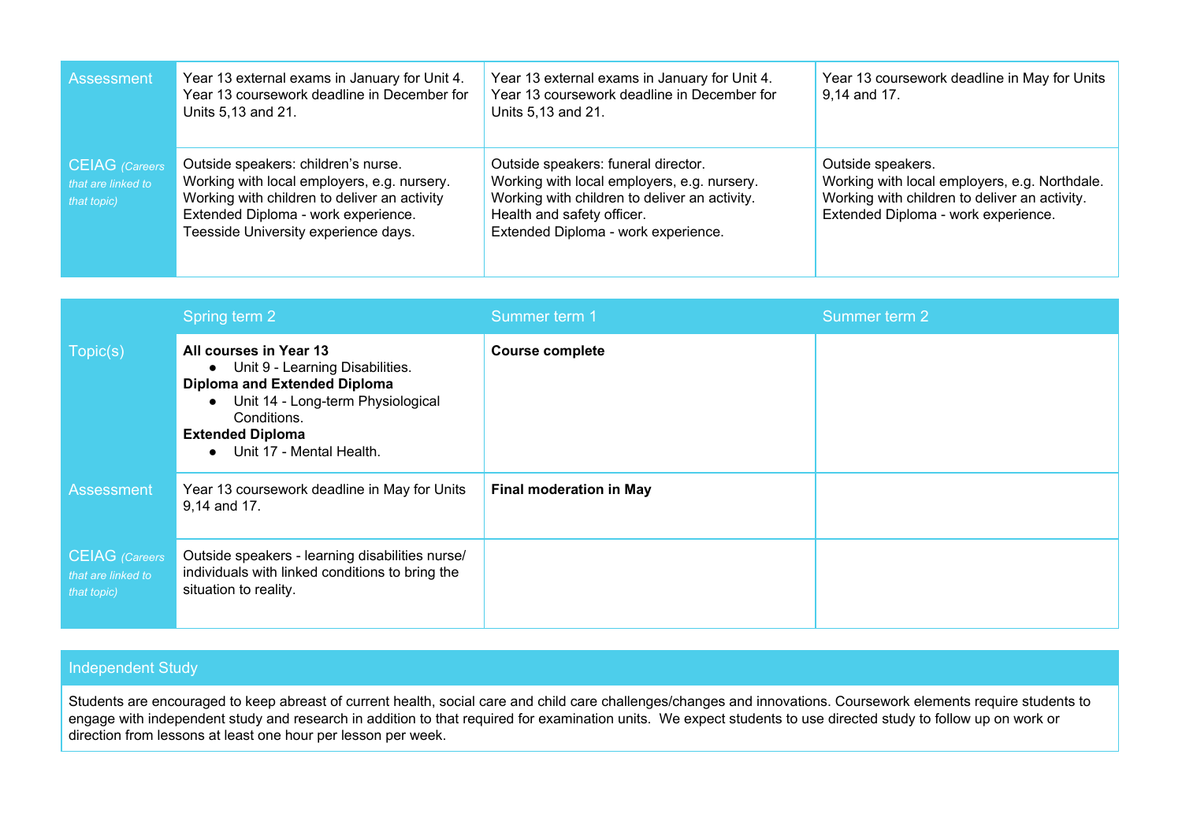| | | | |
|---|---|---|---|
| Assessment | Year 13 external exams in January for Unit 4.<br>Year 13 coursework deadline in December for Units 5,13 and 21. | Year 13 external exams in January for Unit 4.<br>Year 13 coursework deadline in December for Units 5,13 and 21. | Year 13 coursework deadline in May for Units 9,14 and 17. |
| CEIAG *(Careers that are linked to that topic)* | Outside speakers: children's nurse.<br>Working with local employers, e.g. nursery.<br>Working with children to deliver an activity<br>Extended Diploma - work experience.<br>Teesside University experience days. | Outside speakers: funeral director.<br>Working with local employers, e.g. nursery.<br>Working with children to deliver an activity.<br>Health and safety officer.<br>Extended Diploma - work experience. | Outside speakers.<br>Working with local employers, e.g. Northdale.<br>Working with children to deliver an activity.<br>Extended Diploma - work experience. |

| | Spring term 2 | Summer term 1 | Summer term 2 |
|---|---|---|---|
| Topic(s) | **All courses in Year 13**<br>• Unit 9 - Learning Disabilities.<br>**Diploma and Extended Diploma**<br>• Unit 14 - Long-term Physiological Conditions.<br>**Extended Diploma**<br>• Unit 17 - Mental Health. | **Course complete** | |
| Assessment | Year 13 coursework deadline in May for Units 9,14 and 17. | **Final moderation in May** | |
| CEIAG *(Careers that are linked to that topic)* | Outside speakers - learning disabilities nurse/ individuals with linked conditions to bring the situation to reality. | | |

| Independent Study |
|---|
| Students are encouraged to keep abreast of current health, social care and child care challenges/changes and innovations. Coursework elements require students to engage with independent study and research in addition to that required for examination units. We expect students to use directed study to follow up on work or direction from lessons at least one hour per lesson per week. |